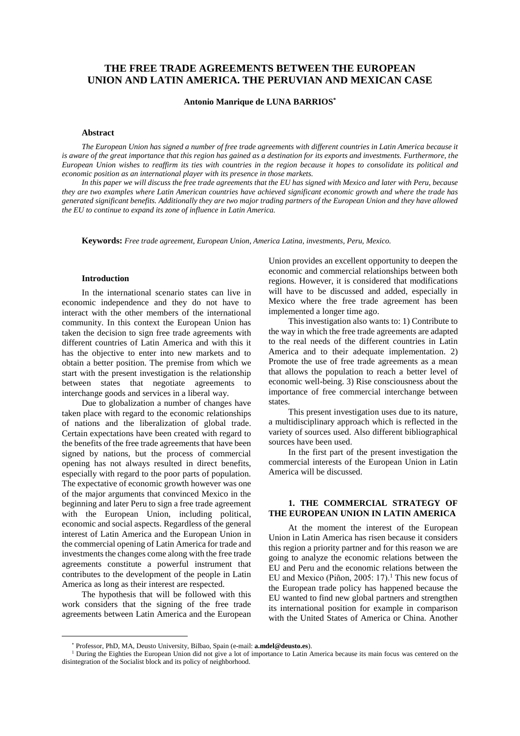# THE FREE TRADE AGREEMENTS BETWEEN THE EUROPEAN UNION AND LATIN AMERICA. THE PERUVIAN AND MEXICAN CASE

**Antonio Manrique de LUNA BARRIOS**[*]

### Abstract

*The European Union has signed a number of free trade agreements with different countries in Latin America because it is aware of the great importance that this region has gained as a destination for its exports and investments. Furthermore, the European Union wishes to reaffirm its ties with countries in the region because it hopes to consolidate its political and economic position as an international player with its presence in those markets.*

*In this paper we will discuss the free trade agreements that the EU has signed with Mexico and later with Peru, because they are two examples where Latin American countries have achieved significant economic growth and where the trade has generated significant benefits. Additionally they are two major trading partners of the European Union and they have allowed the EU to continue to expand its zone of influence in Latin America.*

**Keywords:** *Free trade agreement, European Union, America Latina, investments, Peru, Mexico.*

### Introduction

In the international scenario states can live in economic independence and they do not have to interact with the other members of the international community. In this context the European Union has taken the decision to sign free trade agreements with different countries of Latin America and with this it has the objective to enter into new markets and to obtain a better position. The premise from which we start with the present investigation is the relationship between states that negotiate agreements to interchange goods and services in a liberal way.

Due to globalization a number of changes have taken place with regard to the economic relationships of nations and the liberalization of global trade. Certain expectations have been created with regard to the benefits of the free trade agreements that have been signed by nations, but the process of commercial opening has not always resulted in direct benefits, especially with regard to the poor parts of population. The expectative of economic growth however was one of the major arguments that convinced Mexico in the beginning and later Peru to sign a free trade agreement with the European Union, including political, economic and social aspects. Regardless of the general interest of Latin America and the European Union in the commercial opening of Latin America for trade and investments the changes come along with the free trade agreements constitute a powerful instrument that contributes to the development of the people in Latin America as long as their interest are respected.

The hypothesis that will be followed with this work considers that the signing of the free trade agreements between Latin America and the European Union provides an excellent opportunity to deepen the economic and commercial relationships between both regions. However, it is considered that modifications will have to be discussed and added, especially in Mexico where the free trade agreement has been implemented a longer time ago.

This investigation also wants to: 1) Contribute to the way in which the free trade agreements are adapted to the real needs of the different countries in Latin America and to their adequate implementation. 2) Promote the use of free trade agreements as a mean that allows the population to reach a better level of economic well-being. 3) Rise consciousness about the importance of free commercial interchange between states.

This present investigation uses due to its nature, a multidisciplinary approach which is reflected in the variety of sources used. Also different bibliographical sources have been used.

In the first part of the present investigation the commercial interests of the European Union in Latin America will be discussed.

## 1. THE COMMERCIAL STRATEGY OF THE EUROPEAN UNION IN LATIN AMERICA

At the moment the interest of the European Union in Latin America has risen because it considers this region a priority partner and for this reason we are going to analyze the economic relations between the EU and Peru and the economic relations between the EU and Mexico (Piñon, 2005: 17).[1] This new focus of the European trade policy has happened because the EU wanted to find new global partners and strengthen its international position for example in comparison with the United States of America or China. Another

[*] Professor, PhD, MA, Deusto University, Bilbao, Spain (e-mail: **a.mdel@deusto.es**).

[1] During the Eighties the European Union did not give a lot of importance to Latin America because its main focus was centered on the disintegration of the Socialist block and its policy of neighborhood.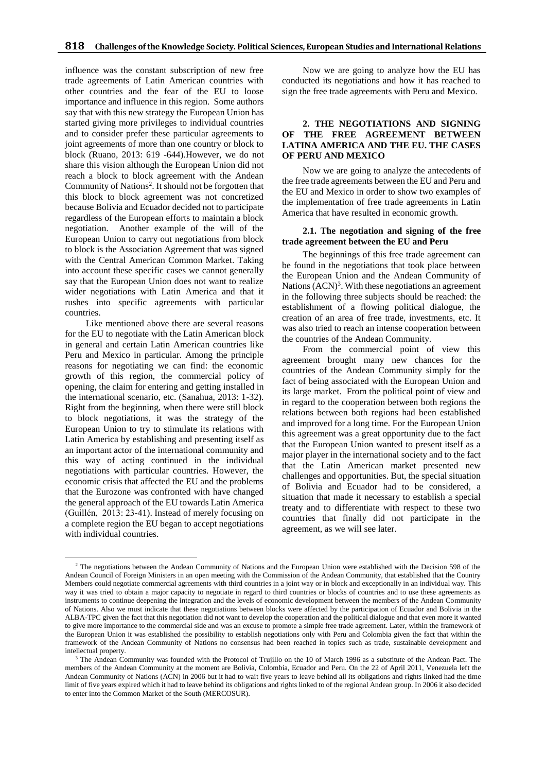influence was the constant subscription of new free trade agreements of Latin American countries with other countries and the fear of the EU to loose importance and influence in this region. Some authors say that with this new strategy the European Union has started giving more privileges to individual countries and to consider prefer these particular agreements to joint agreements of more than one country or block to block (Ruano, 2013: 619 -644).However, we do not share this vision although the European Union did not reach a block to block agreement with the Andean Community of Nations[2]. It should not be forgotten that this block to block agreement was not concretized because Bolivia and Ecuador decided not to participate regardless of the European efforts to maintain a block negotiation. Another example of the will of the European Union to carry out negotiations from block to block is the Association Agreement that was signed with the Central American Common Market. Taking into account these specific cases we cannot generally say that the European Union does not want to realize wider negotiations with Latin America and that it rushes into specific agreements with particular countries.

Like mentioned above there are several reasons for the EU to negotiate with the Latin American block in general and certain Latin American countries like Peru and Mexico in particular. Among the principle reasons for negotiating we can find: the economic growth of this region, the commercial policy of opening, the claim for entering and getting installed in the international scenario, etc. (Sanahua, 2013: 1-32). Right from the beginning, when there were still block to block negotiations, it was the strategy of the European Union to try to stimulate its relations with Latin America by establishing and presenting itself as an important actor of the international community and this way of acting continued in the individual negotiations with particular countries. However, the economic crisis that affected the EU and the problems that the Eurozone was confronted with have changed the general approach of the EU towards Latin America (Guillén, 2013: 23-41). Instead of merely focusing on a complete region the EU began to accept negotiations with individual countries.

Now we are going to analyze how the EU has conducted its negotiations and how it has reached to sign the free trade agreements with Peru and Mexico.

## 2. THE NEGOTIATIONS AND SIGNING OF THE FREE AGREEMENT BETWEEN LATINA AMERICA AND THE EU. THE CASES OF PERU AND MEXICO

Now we are going to analyze the antecedents of the free trade agreements between the EU and Peru and the EU and Mexico in order to show two examples of the implementation of free trade agreements in Latin America that have resulted in economic growth.

### 2.1. The negotiation and signing of the free trade agreement between the EU and Peru

The beginnings of this free trade agreement can be found in the negotiations that took place between the European Union and the Andean Community of Nations (ACN)[3]. With these negotiations an agreement in the following three subjects should be reached: the establishment of a flowing political dialogue, the creation of an area of free trade, investments, etc. It was also tried to reach an intense cooperation between the countries of the Andean Community.

From the commercial point of view this agreement brought many new chances for the countries of the Andean Community simply for the fact of being associated with the European Union and its large market. From the political point of view and in regard to the cooperation between both regions the relations between both regions had been established and improved for a long time. For the European Union this agreement was a great opportunity due to the fact that the European Union wanted to present itself as a major player in the international society and to the fact that the Latin American market presented new challenges and opportunities. But, the special situation of Bolivia and Ecuador had to be considered, a situation that made it necessary to establish a special treaty and to differentiate with respect to these two countries that finally did not participate in the agreement, as we will see later.

---

[2] The negotiations between the Andean Community of Nations and the European Union were established with the Decision 598 of the Andean Council of Foreign Ministers in an open meeting with the Commission of the Andean Community, that established that the Country Members could negotiate commercial agreements with third countries in a joint way or in block and exceptionally in an individual way. This way it was tried to obtain a major capacity to negotiate in regard to third countries or blocks of countries and to use these agreements as instruments to continue deepening the integration and the levels of economic development between the members of the Andean Community of Nations. Also we must indicate that these negotiations between blocs were affected by the participation of Ecuador and Bolivia in the ALBA-TPC given the fact that this negotiation did not want to develop the cooperation and the political dialogue and that even more it wanted to give more importance to the commercial side and was an excuse to promote a simple free trade agreement. Later, within the framework of the European Union it was established the possibility to establish negotiations only with Peru and Colombia given the fact that within the framework of the Andean Community of Nations no consensus had been reached in topics such as trade, sustainable development and intellectual property.

[3] The Andean Community was founded with the Protocol of Trujillo on the 10 of March 1996 as a substitute of the Andean Pact. The members of the Andean Community at the moment are Bolivia, Colombia, Ecuador and Peru. On the 22 of April 2011, Venezuela left the Andean Community of Nations (ACN) in 2006 but it had to wait five years to leave behind all its obligations and rights linked had the time limit of five years expired which it had to leave behind its obligations and rights linked to of the regional Andean group. In 2006 it also decided to enter into the Common Market of the South (MERCOSUR).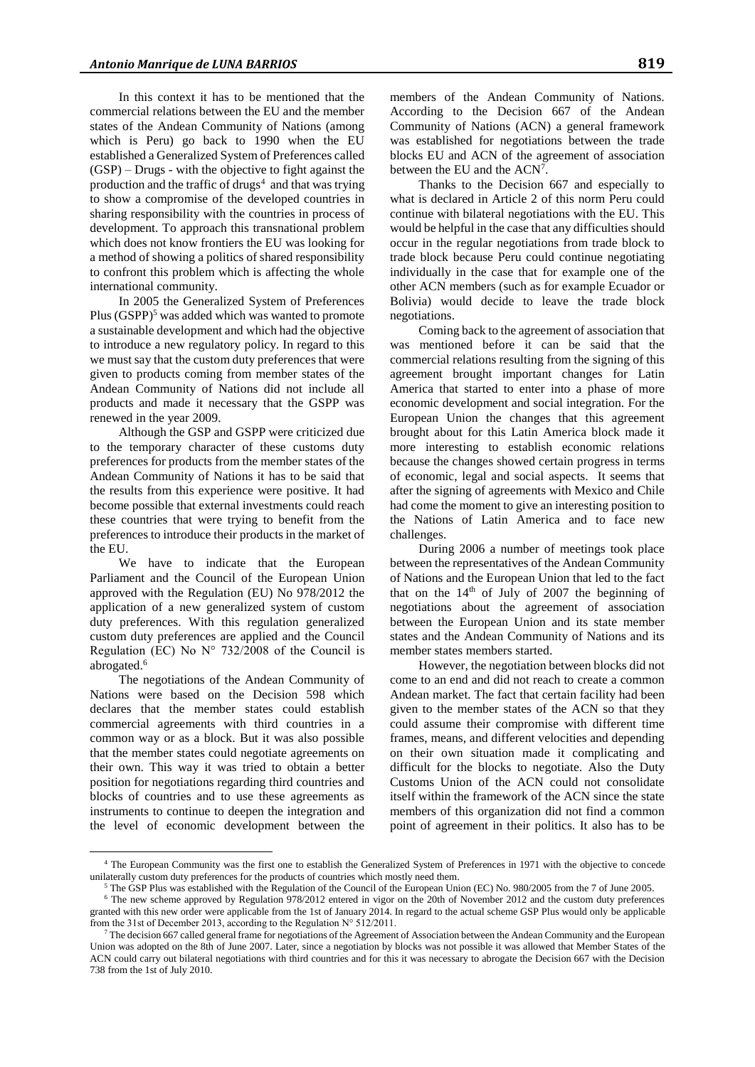In this context it has to be mentioned that the commercial relations between the EU and the member states of the Andean Community of Nations (among which is Peru) go back to 1990 when the EU established a Generalized System of Preferences called (GSP) – Drugs - with the objective to fight against the production and the traffic of drugs[4] and that was trying to show a compromise of the developed countries in sharing responsibility with the countries in process of development. To approach this transnational problem which does not know frontiers the EU was looking for a method of showing a politics of shared responsibility to confront this problem which is affecting the whole international community.

In 2005 the Generalized System of Preferences Plus (GSPP)[5] was added which was wanted to promote a sustainable development and which had the objective to introduce a new regulatory policy. In regard to this we must say that the custom duty preferences that were given to products coming from member states of the Andean Community of Nations did not include all products and made it necessary that the GSPP was renewed in the year 2009.

Although the GSP and GSPP were criticized due to the temporary character of these customs duty preferences for products from the member states of the Andean Community of Nations it has to be said that the results from this experience were positive. It had become possible that external investments could reach these countries that were trying to benefit from the preferences to introduce their products in the market of the EU.

We have to indicate that the European Parliament and the Council of the European Union approved with the Regulation (EU) No 978/2012 the application of a new generalized system of custom duty preferences. With this regulation generalized custom duty preferences are applied and the Council Regulation (EC) No N° 732/2008 of the Council is abrogated.[6]

The negotiations of the Andean Community of Nations were based on the Decision 598 which declares that the member states could establish commercial agreements with third countries in a common way or as a block. But it was also possible that the member states could negotiate agreements on their own. This way it was tried to obtain a better position for negotiations regarding third countries and blocks of countries and to use these agreements as instruments to continue to deepen the integration and the level of economic development between the members of the Andean Community of Nations. According to the Decision 667 of the Andean Community of Nations (ACN) a general framework was established for negotiations between the trade blocks EU and ACN of the agreement of association between the EU and the ACN[7].

Thanks to the Decision 667 and especially to what is declared in Article 2 of this norm Peru could continue with bilateral negotiations with the EU. This would be helpful in the case that any difficulties should occur in the regular negotiations from trade block to trade block because Peru could continue negotiating individually in the case that for example one of the other ACN members (such as for example Ecuador or Bolivia) would decide to leave the trade block negotiations.

Coming back to the agreement of association that was mentioned before it can be said that the commercial relations resulting from the signing of this agreement brought important changes for Latin America that started to enter into a phase of more economic development and social integration. For the European Union the changes that this agreement brought about for this Latin America block made it more interesting to establish economic relations because the changes showed certain progress in terms of economic, legal and social aspects. It seems that after the signing of agreements with Mexico and Chile had come the moment to give an interesting position to the Nations of Latin America and to face new challenges.

During 2006 a number of meetings took place between the representatives of the Andean Community of Nations and the European Union that led to the fact that on the 14th of July of 2007 the beginning of negotiations about the agreement of association between the European Union and its state member states and the Andean Community of Nations and its member states members started.

However, the negotiation between blocks did not come to an end and did not reach to create a common Andean market. The fact that certain facility had been given to the member states of the ACN so that they could assume their compromise with different time frames, means, and different velocities and depending on their own situation made it complicating and difficult for the blocks to negotiate. Also the Duty Customs Union of the ACN could not consolidate itself within the framework of the ACN since the state members of this organization did not find a common point of agreement in their politics. It also has to be

[4] The European Community was the first one to establish the Generalized System of Preferences in 1971 with the objective to concede unilaterally custom duty preferences for the products of countries which mostly need them.

[5] The GSP Plus was established with the Regulation of the Council of the European Union (EC) No. 980/2005 from the 7 of June 2005.

[6] The new scheme approved by Regulation 978/2012 entered in vigor on the 20th of November 2012 and the custom duty preferences granted with this new order were applicable from the 1st of January 2014. In regard to the actual scheme GSP Plus would only be applicable from the 31st of December 2013, according to the Regulation N° 512/2011.

[7] The decision 667 called general frame for negotiations of the Agreement of Association between the Andean Community and the European Union was adopted on the 8th of June 2007. Later, since a negotiation by blocks was not possible it was allowed that Member States of the ACN could carry out bilateral negotiations with third countries and for this it was necessary to abrogate the Decision 667 with the Decision 738 from the 1st of July 2010.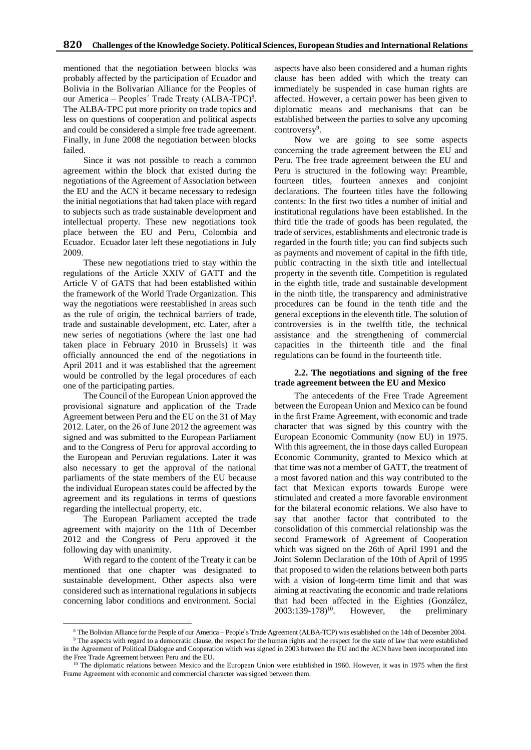mentioned that the negotiation between blocks was probably affected by the participation of Ecuador and Bolivia in the Bolivarian Alliance for the Peoples of our America – Peoples´ Trade Treaty (ALBA-TPC)[8]. The ALBA-TPC put more priority on trade topics and less on questions of cooperation and political aspects and could be considered a simple free trade agreement. Finally, in June 2008 the negotiation between blocks failed.

Since it was not possible to reach a common agreement within the block that existed during the negotiations of the Agreement of Association between the EU and the ACN it became necessary to redesign the initial negotiations that had taken place with regard to subjects such as trade sustainable development and intellectual property. These new negotiations took place between the EU and Peru, Colombia and Ecuador. Ecuador later left these negotiations in July 2009.

These new negotiations tried to stay within the regulations of the Article XXIV of GATT and the Article V of GATS that had been established within the framework of the World Trade Organization. This way the negotiations were reestablished in areas such as the rule of origin, the technical barriers of trade, trade and sustainable development, etc. Later, after a new series of negotiations (where the last one had taken place in February 2010 in Brussels) it was officially announced the end of the negotiations in April 2011 and it was established that the agreement would be controlled by the legal procedures of each one of the participating parties.

The Council of the European Union approved the provisional signature and application of the Trade Agreement between Peru and the EU on the 31 of May 2012. Later, on the 26 of June 2012 the agreement was signed and was submitted to the European Parliament and to the Congress of Peru for approval according to the European and Peruvian regulations. Later it was also necessary to get the approval of the national parliaments of the state members of the EU because the individual European states could be affected by the agreement and its regulations in terms of questions regarding the intellectual property, etc.

The European Parliament accepted the trade agreement with majority on the 11th of December 2012 and the Congress of Peru approved it the following day with unanimity.

With regard to the content of the Treaty it can be mentioned that one chapter was designated to sustainable development. Other aspects also were considered such as international regulations in subjects concerning labor conditions and environment. Social aspects have also been considered and a human rights clause has been added with which the treaty can immediately be suspended in case human rights are affected. However, a certain power has been given to diplomatic means and mechanisms that can be established between the parties to solve any upcoming controversy[9].

Now we are going to see some aspects concerning the trade agreement between the EU and Peru. The free trade agreement between the EU and Peru is structured in the following way: Preamble, fourteen titles, fourteen annexes and conjoint declarations. The fourteen titles have the following contents: In the first two titles a number of initial and institutional regulations have been established. In the third title the trade of goods has been regulated, the trade of services, establishments and electronic trade is regarded in the fourth title; you can find subjects such as payments and movement of capital in the fifth title, public contracting in the sixth title and intellectual property in the seventh title. Competition is regulated in the eighth title, trade and sustainable development in the ninth title, the transparency and administrative procedures can be found in the tenth title and the general exceptions in the eleventh title. The solution of controversies is in the twelfth title, the technical assistance and the strengthening of commercial capacities in the thirteenth title and the final regulations can be found in the fourteenth title.

### 2.2. The negotiations and signing of the free trade agreement between the EU and Mexico

The antecedents of the Free Trade Agreement between the European Union and Mexico can be found in the first Frame Agreement, with economic and trade character that was signed by this country with the European Economic Community (now EU) in 1975. With this agreement, the in those days called European Economic Community, granted to Mexico which at that time was not a member of GATT, the treatment of a most favored nation and this way contributed to the fact that Mexican exports towards Europe were stimulated and created a more favorable environment for the bilateral economic relations. We also have to say that another factor that contributed to the consolidation of this commercial relationship was the second Framework of Agreement of Cooperation which was signed on the 26th of April 1991 and the Joint Solemn Declaration of the 10th of April of 1995 that proposed to widen the relations between both parts with a vision of long-term time limit and that was aiming at reactivating the economic and trade relations that had been affected in the Eighties (González, 2003:139-178)[10]. However, the preliminary

---

[8] The Bolivian Alliance for the People of our America – People`s Trade Agreement (ALBA-TCP) was established on the 14th of December 2004.

[9] The aspects with regard to a democratic clause, the respect for the human rights and the respect for the state of law that were established in the Agreement of Political Dialogue and Cooperation which was signed in 2003 between the EU and the ACN have been incorporated into the Free Trade Agreement between Peru and the EU.

[10] The diplomatic relations between Mexico and the European Union were established in 1960. However, it was in 1975 when the first Frame Agreement with economic and commercial character was signed between them.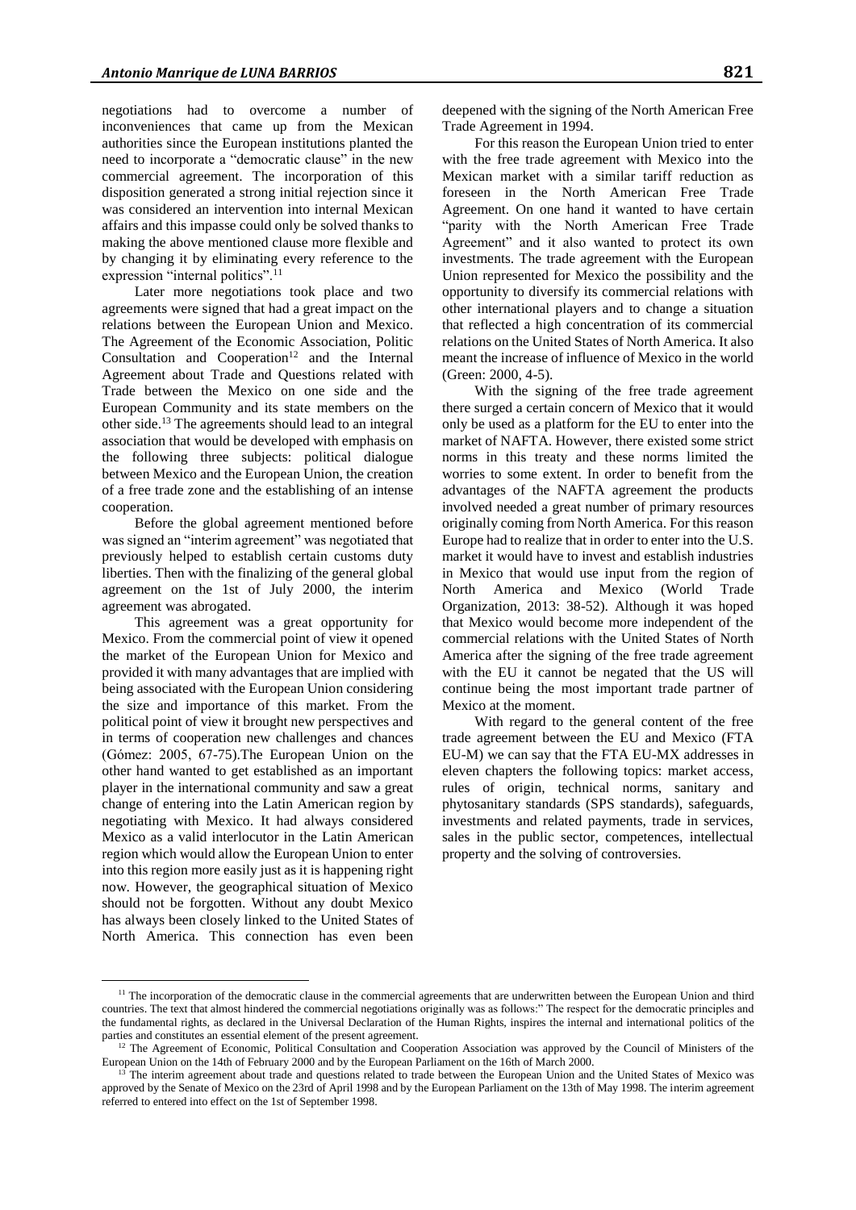negotiations had to overcome a number of inconveniences that came up from the Mexican authorities since the European institutions planted the need to incorporate a "democratic clause" in the new commercial agreement. The incorporation of this disposition generated a strong initial rejection since it was considered an intervention into internal Mexican affairs and this impasse could only be solved thanks to making the above mentioned clause more flexible and by changing it by eliminating every reference to the expression "internal politics".[11]

Later more negotiations took place and two agreements were signed that had a great impact on the relations between the European Union and Mexico. The Agreement of the Economic Association, Politic Consultation and Cooperation[12] and the Internal Agreement about Trade and Questions related with Trade between the Mexico on one side and the European Community and its state members on the other side.[13] The agreements should lead to an integral association that would be developed with emphasis on the following three subjects: political dialogue between Mexico and the European Union, the creation of a free trade zone and the establishing of an intense cooperation.

Before the global agreement mentioned before was signed an "interim agreement" was negotiated that previously helped to establish certain customs duty liberties. Then with the finalizing of the general global agreement on the 1st of July 2000, the interim agreement was abrogated.

This agreement was a great opportunity for Mexico. From the commercial point of view it opened the market of the European Union for Mexico and provided it with many advantages that are implied with being associated with the European Union considering the size and importance of this market. From the political point of view it brought new perspectives and in terms of cooperation new challenges and chances (Gómez: 2005, 67-75).The European Union on the other hand wanted to get established as an important player in the international community and saw a great change of entering into the Latin American region by negotiating with Mexico. It had always considered Mexico as a valid interlocutor in the Latin American region which would allow the European Union to enter into this region more easily just as it is happening right now. However, the geographical situation of Mexico should not be forgotten. Without any doubt Mexico has always been closely linked to the United States of North America. This connection has even been deepened with the signing of the North American Free Trade Agreement in 1994.

For this reason the European Union tried to enter with the free trade agreement with Mexico into the Mexican market with a similar tariff reduction as foreseen in the North American Free Trade Agreement. On one hand it wanted to have certain "parity with the North American Free Trade Agreement" and it also wanted to protect its own investments. The trade agreement with the European Union represented for Mexico the possibility and the opportunity to diversify its commercial relations with other international players and to change a situation that reflected a high concentration of its commercial relations on the United States of North America. It also meant the increase of influence of Mexico in the world (Green: 2000, 4-5).

With the signing of the free trade agreement there surged a certain concern of Mexico that it would only be used as a platform for the EU to enter into the market of NAFTA. However, there existed some strict norms in this treaty and these norms limited the worries to some extent. In order to benefit from the advantages of the NAFTA agreement the products involved needed a great number of primary resources originally coming from North America. For this reason Europe had to realize that in order to enter into the U.S. market it would have to invest and establish industries in Mexico that would use input from the region of North America and Mexico (World Trade Organization, 2013: 38-52). Although it was hoped that Mexico would become more independent of the commercial relations with the United States of North America after the signing of the free trade agreement with the EU it cannot be negated that the US will continue being the most important trade partner of Mexico at the moment.

With regard to the general content of the free trade agreement between the EU and Mexico (FTA EU-M) we can say that the FTA EU-MX addresses in eleven chapters the following topics: market access, rules of origin, technical norms, sanitary and phytosanitary standards (SPS standards), safeguards, investments and related payments, trade in services, sales in the public sector, competences, intellectual property and the solving of controversies.

---

[11] The incorporation of the democratic clause in the commercial agreements that are underwritten between the European Union and third countries. The text that almost hindered the commercial negotiations originally was as follows:" The respect for the democratic principles and the fundamental rights, as declared in the Universal Declaration of the Human Rights, inspires the internal and international politics of the parties and constitutes an essential element of the present agreement.

[12] The Agreement of Economic, Political Consultation and Cooperation Association was approved by the Council of Ministers of the European Union on the 14th of February 2000 and by the European Parliament on the 16th of March 2000.

[13] The interim agreement about trade and questions related to trade between the European Union and the United States of Mexico was approved by the Senate of Mexico on the 23rd of April 1998 and by the European Parliament on the 13th of May 1998. The interim agreement referred to entered into effect on the 1st of September 1998.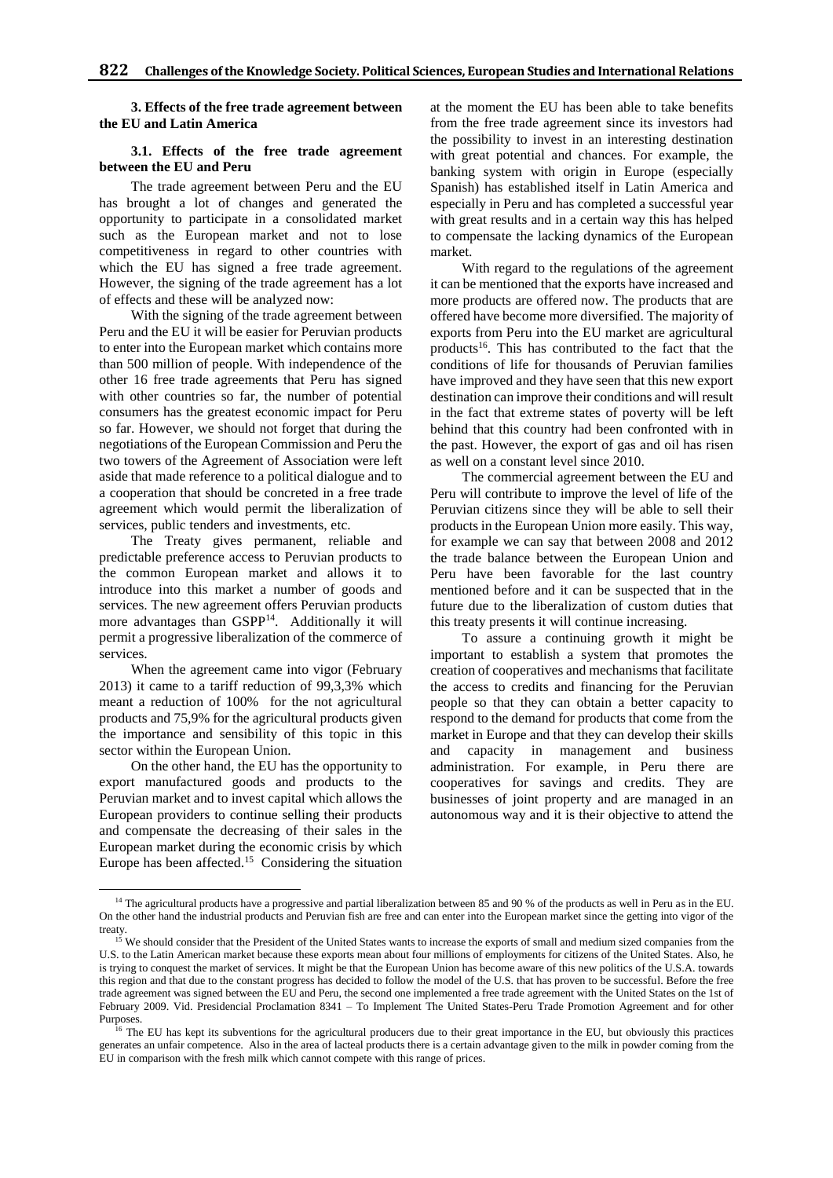### 3. Effects of the free trade agreement between the EU and Latin America

### 3.1. Effects of the free trade agreement between the EU and Peru

The trade agreement between Peru and the EU has brought a lot of changes and generated the opportunity to participate in a consolidated market such as the European market and not to lose competitiveness in regard to other countries with which the EU has signed a free trade agreement. However, the signing of the trade agreement has a lot of effects and these will be analyzed now:

With the signing of the trade agreement between Peru and the EU it will be easier for Peruvian products to enter into the European market which contains more than 500 million of people. With independence of the other 16 free trade agreements that Peru has signed with other countries so far, the number of potential consumers has the greatest economic impact for Peru so far. However, we should not forget that during the negotiations of the European Commission and Peru the two towers of the Agreement of Association were left aside that made reference to a political dialogue and to a cooperation that should be concreted in a free trade agreement which would permit the liberalization of services, public tenders and investments, etc.

The Treaty gives permanent, reliable and predictable preference access to Peruvian products to the common European market and allows it to introduce into this market a number of goods and services. The new agreement offers Peruvian products more advantages than GSPP[14]. Additionally it will permit a progressive liberalization of the commerce of services.

When the agreement came into vigor (February 2013) it came to a tariff reduction of 99,3,3% which meant a reduction of 100% for the not agricultural products and 75,9% for the agricultural products given the importance and sensibility of this topic in this sector within the European Union.

On the other hand, the EU has the opportunity to export manufactured goods and products to the Peruvian market and to invest capital which allows the European providers to continue selling their products and compensate the decreasing of their sales in the European market during the economic crisis by which Europe has been affected.[15] Considering the situation at the moment the EU has been able to take benefits from the free trade agreement since its investors had the possibility to invest in an interesting destination with great potential and chances. For example, the banking system with origin in Europe (especially Spanish) has established itself in Latin America and especially in Peru and has completed a successful year with great results and in a certain way this has helped to compensate the lacking dynamics of the European market.

With regard to the regulations of the agreement it can be mentioned that the exports have increased and more products are offered now. The products that are offered have become more diversified. The majority of exports from Peru into the EU market are agricultural products[16]. This has contributed to the fact that the conditions of life for thousands of Peruvian families have improved and they have seen that this new export destination can improve their conditions and will result in the fact that extreme states of poverty will be left behind that this country had been confronted with in the past. However, the export of gas and oil has risen as well on a constant level since 2010.

The commercial agreement between the EU and Peru will contribute to improve the level of life of the Peruvian citizens since they will be able to sell their products in the European Union more easily. This way, for example we can say that between 2008 and 2012 the trade balance between the European Union and Peru have been favorable for the last country mentioned before and it can be suspected that in the future due to the liberalization of custom duties that this treaty presents it will continue increasing.

To assure a continuing growth it might be important to establish a system that promotes the creation of cooperatives and mechanisms that facilitate the access to credits and financing for the Peruvian people so that they can obtain a better capacity to respond to the demand for products that come from the market in Europe and that they can develop their skills and capacity in management and business administration. For example, in Peru there are cooperatives for savings and credits. They are businesses of joint property and are managed in an autonomous way and it is their objective to attend the

---

[14] The agricultural products have a progressive and partial liberalization between 85 and 90 % of the products as well in Peru as in the EU. On the other hand the industrial products and Peruvian fish are free and can enter into the European market since the getting into vigor of the treaty.

[15] We should consider that the President of the United States wants to increase the exports of small and medium sized companies from the U.S. to the Latin American market because these exports mean about four millions of employments for citizens of the United States. Also, he is trying to conquest the market of services. It might be that the European Union has become aware of this new politics of the U.S.A. towards this region and that due to the constant progress has decided to follow the model of the U.S. that has proven to be successful. Before the free trade agreement was signed between the EU and Peru, the second one implemented a free trade agreement with the United States on the 1st of February 2009. Vid. Presidencial Proclamation 8341 – To Implement The United States-Peru Trade Promotion Agreement and for other Purposes.

[16] The EU has kept its subventions for the agricultural producers due to their great importance in the EU, but obviously this practices generates an unfair competence. Also in the area of lacteal products there is a certain advantage given to the milk in powder coming from the EU in comparison with the fresh milk which cannot compete with this range of prices.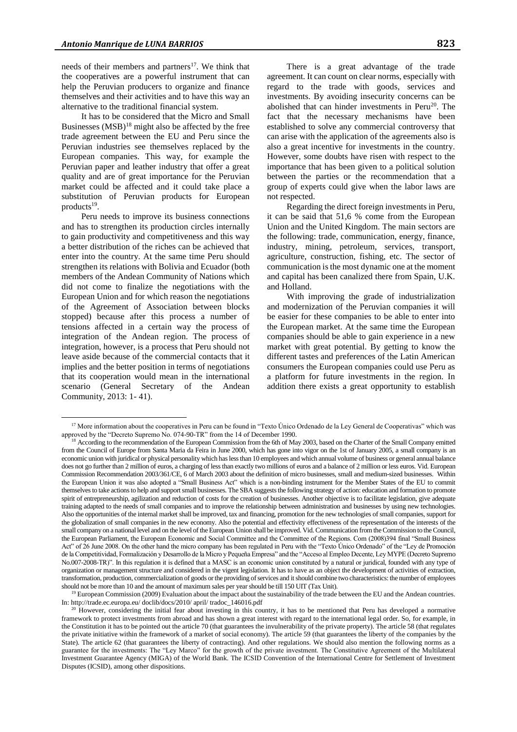needs of their members and partners[17]. We think that the cooperatives are a powerful instrument that can help the Peruvian producers to organize and finance themselves and their activities and to have this way an alternative to the traditional financial system.

It has to be considered that the Micro and Small Businesses (MSB)[18] might also be affected by the free trade agreement between the EU and Peru since the Peruvian industries see themselves replaced by the European companies. This way, for example the Peruvian paper and leather industry that offer a great quality and are of great importance for the Peruvian market could be affected and it could take place a substitution of Peruvian products for European products[19].

Peru needs to improve its business connections and has to strengthen its production circles internally to gain productivity and competitiveness and this way a better distribution of the riches can be achieved that enter into the country. At the same time Peru should strengthen its relations with Bolivia and Ecuador (both members of the Andean Community of Nations which did not come to finalize the negotiations with the European Union and for which reason the negotiations of the Agreement of Association between blocks stopped) because after this process a number of tensions affected in a certain way the process of integration of the Andean region. The process of integration, however, is a process that Peru should not leave aside because of the commercial contacts that it implies and the better position in terms of negotiations that its cooperation would mean in the international scenario (General Secretary of the Andean Community, 2013: 1- 41).

There is a great advantage of the trade agreement. It can count on clear norms, especially with regard to the trade with goods, services and investments. By avoiding insecurity concerns can be abolished that can hinder investments in Peru[20]. The fact that the necessary mechanisms have been established to solve any commercial controversy that can arise with the application of the agreements also is also a great incentive for investments in the country. However, some doubts have risen with respect to the importance that has been given to a political solution between the parties or the recommendation that a group of experts could give when the labor laws are not respected.

Regarding the direct foreign investments in Peru, it can be said that 51,6 % come from the European Union and the United Kingdom. The main sectors are the following: trade, communication, energy, finance, industry, mining, petroleum, services, transport, agriculture, construction, fishing, etc. The sector of communication is the most dynamic one at the moment and capital has been canalized there from Spain, U.K. and Holland.

With improving the grade of industrialization and modernization of the Peruvian companies it will be easier for these companies to be able to enter into the European market. At the same time the European companies should be able to gain experience in a new market with great potential. By getting to know the different tastes and preferences of the Latin American consumers the European companies could use Peru as a platform for future investments in the region. In addition there exists a great opportunity to establish

---

[17] More information about the cooperatives in Peru can be found in "Texto Único Ordenado de la Ley General de Cooperativas" which was approved by the "Decreto Supremo No. 074-90-TR" from the 14 of December 1990.

[18] According to the recommendation of the European Commission from the 6th of May 2003, based on the Charter of the Small Company emitted from the Council of Europe from Santa Maria da Feira in June 2000, which has gone into vigor on the 1st of January 2005, a small company is an economic union with juridical or physical personality which has less than 10 employees and which annual volume of business or general annual balance does not go further than 2 million of euros, a charging of less than exactly two millions of euros and a balance of 2 million or less euros. Vid. European Commission Recommendation 2003/361/CE, 6 of March 2003 about the definition of micro businesses, small and medium-sized businesses. Within the European Union it was also adopted a "Small Business Act" which is a non-binding instrument for the Member States of the EU to commit themselves to take actions to help and support small businesses. The SBA suggests the following strategy of action: education and formation to promote spirit of entrepreneurship, agilization and reduction of costs for the creation of businesses. Another objective is to facilitate legislation, give adequate training adapted to the needs of small companies and to improve the relationship between administration and businesses by using new technologies. Also the opportunities of the internal market shall be improved, tax and financing, promotion for the new technologies of small companies, support for the globalization of small companies in the new economy. Also the potential and effectivity effectiveness of the representation of the interests of the small company on a national level and on the level of the European Union shall be improved. Vid. Communication from the Commission to the Council, the European Parliament, the European Economic and Social Committee and the Committee of the Regions. Com (2008)394 final "Small Business Act" of 26 June 2008. On the other hand the micro company has been regulated in Peru with the "Texto Único Ordenado" of the "Ley de Promoción de la Competitividad, Formalización y Desarrollo de la Micro y Pequeña Empresa" and the "Acceso al Empleo Decente, Ley MYPE (Decreto Supremo No.007-2008-TR)". In this regulation it is defined that a MASC is an economic union constituted by a natural or juridical, founded with any type of organization or management structure and considered in the vigent legislation. It has to have as an object the development of activities of extraction, transformation, production, commercialization of goods or the providing of services and it should combine two characteristics: the number of employees should not be more than 10 and the amount of maximum sales per year should be till 150 UIT (Tax Unit).

[19] European Commission (2009) Evaluation about the impact about the sustainability of the trade between the EU and the Andean countries. In: http://trade.ec.europa.eu/ doclib/docs/2010/ april/ tradoc_146016.pdf

[20] However, considering the initial fear about investing in this country, it has to be mentioned that Peru has developed a normative framework to protect investments from abroad and has shown a great interest with regard to the international legal order. So, for example, in the Constitution it has to be pointed out the article 70 (that guarantees the invulnerability of the private property). The article 58 (that regulates the private initiative within the framework of a market of social economy). The article 59 (that guarantees the liberty of the companies by the State). The article 62 (that guarantees the liberty of contracting). And other regulations. We should also mention the following norms as a guarantee for the investments: The "Ley Marco" for the growth of the private investment. The Constitutive Agreement of the Multilateral Investment Guarantee Agency (MIGA) of the World Bank. The ICSID Convention of the International Centre for Settlement of Investment Disputes (ICSID), among other dispositions.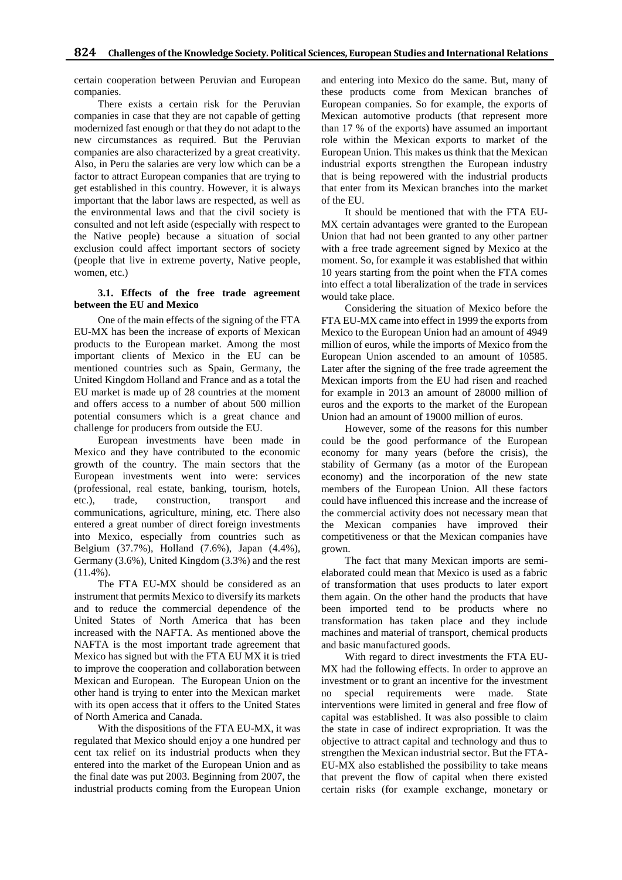certain cooperation between Peruvian and European companies.

There exists a certain risk for the Peruvian companies in case that they are not capable of getting modernized fast enough or that they do not adapt to the new circumstances as required. But the Peruvian companies are also characterized by a great creativity. Also, in Peru the salaries are very low which can be a factor to attract European companies that are trying to get established in this country. However, it is always important that the labor laws are respected, as well as the environmental laws and that the civil society is consulted and not left aside (especially with respect to the Native people) because a situation of social exclusion could affect important sectors of society (people that live in extreme poverty, Native people, women, etc.)

### 3.1. Effects of the free trade agreement between the EU and Mexico

One of the main effects of the signing of the FTA EU-MX has been the increase of exports of Mexican products to the European market. Among the most important clients of Mexico in the EU can be mentioned countries such as Spain, Germany, the United Kingdom Holland and France and as a total the EU market is made up of 28 countries at the moment and offers access to a number of about 500 million potential consumers which is a great chance and challenge for producers from outside the EU.

European investments have been made in Mexico and they have contributed to the economic growth of the country. The main sectors that the European investments went into were: services (professional, real estate, banking, tourism, hotels, etc.), trade, construction, transport and communications, agriculture, mining, etc. There also entered a great number of direct foreign investments into Mexico, especially from countries such as Belgium (37.7%), Holland (7.6%), Japan (4.4%), Germany (3.6%), United Kingdom (3.3%) and the rest (11.4%).

The FTA EU-MX should be considered as an instrument that permits Mexico to diversify its markets and to reduce the commercial dependence of the United States of North America that has been increased with the NAFTA. As mentioned above the NAFTA is the most important trade agreement that Mexico has signed but with the FTA EU MX it is tried to improve the cooperation and collaboration between Mexican and European. The European Union on the other hand is trying to enter into the Mexican market with its open access that it offers to the United States of North America and Canada.

With the dispositions of the FTA EU-MX, it was regulated that Mexico should enjoy a one hundred per cent tax relief on its industrial products when they entered into the market of the European Union and as the final date was put 2003. Beginning from 2007, the industrial products coming from the European Union and entering into Mexico do the same. But, many of these products come from Mexican branches of European companies. So for example, the exports of Mexican automotive products (that represent more than 17 % of the exports) have assumed an important role within the Mexican exports to market of the European Union. This makes us think that the Mexican industrial exports strengthen the European industry that is being repowered with the industrial products that enter from its Mexican branches into the market of the EU.

It should be mentioned that with the FTA EU-MX certain advantages were granted to the European Union that had not been granted to any other partner with a free trade agreement signed by Mexico at the moment. So, for example it was established that within 10 years starting from the point when the FTA comes into effect a total liberalization of the trade in services would take place.

Considering the situation of Mexico before the FTA EU-MX came into effect in 1999 the exports from Mexico to the European Union had an amount of 4949 million of euros, while the imports of Mexico from the European Union ascended to an amount of 10585. Later after the signing of the free trade agreement the Mexican imports from the EU had risen and reached for example in 2013 an amount of 28000 million of euros and the exports to the market of the European Union had an amount of 19000 million of euros.

However, some of the reasons for this number could be the good performance of the European economy for many years (before the crisis), the stability of Germany (as a motor of the European economy) and the incorporation of the new state members of the European Union. All these factors could have influenced this increase and the increase of the commercial activity does not necessary mean that the Mexican companies have improved their competitiveness or that the Mexican companies have grown.

The fact that many Mexican imports are semi-elaborated could mean that Mexico is used as a fabric of transformation that uses products to later export them again. On the other hand the products that have been imported tend to be products where no transformation has taken place and they include machines and material of transport, chemical products and basic manufactured goods.

With regard to direct investments the FTA EU-MX had the following effects. In order to approve an investment or to grant an incentive for the investment no special requirements were made. State interventions were limited in general and free flow of capital was established. It was also possible to claim the state in case of indirect expropriation. It was the objective to attract capital and technology and thus to strengthen the Mexican industrial sector. But the FTA-EU-MX also established the possibility to take means that prevent the flow of capital when there existed certain risks (for example exchange, monetary or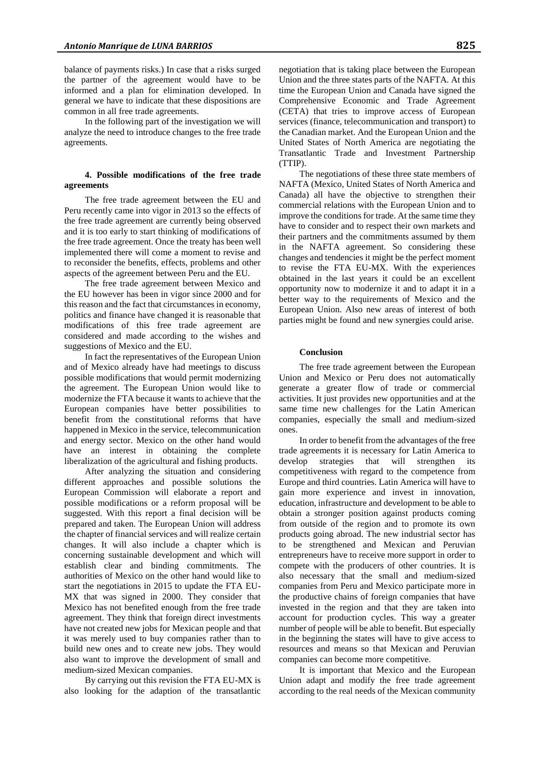balance of payments risks.) In case that a risks surged the partner of the agreement would have to be informed and a plan for elimination developed. In general we have to indicate that these dispositions are common in all free trade agreements.

In the following part of the investigation we will analyze the need to introduce changes to the free trade agreements.

## 4. Possible modifications of the free trade agreements

The free trade agreement between the EU and Peru recently came into vigor in 2013 so the effects of the free trade agreement are currently being observed and it is too early to start thinking of modifications of the free trade agreement. Once the treaty has been well implemented there will come a moment to revise and to reconsider the benefits, effects, problems and other aspects of the agreement between Peru and the EU.

The free trade agreement between Mexico and the EU however has been in vigor since 2000 and for this reason and the fact that circumstances in economy, politics and finance have changed it is reasonable that modifications of this free trade agreement are considered and made according to the wishes and suggestions of Mexico and the EU.

In fact the representatives of the European Union and of Mexico already have had meetings to discuss possible modifications that would permit modernizing the agreement. The European Union would like to modernize the FTA because it wants to achieve that the European companies have better possibilities to benefit from the constitutional reforms that have happened in Mexico in the service, telecommunication and energy sector. Mexico on the other hand would have an interest in obtaining the complete liberalization of the agricultural and fishing products.

After analyzing the situation and considering different approaches and possible solutions the European Commission will elaborate a report and possible modifications or a reform proposal will be suggested. With this report a final decision will be prepared and taken. The European Union will address the chapter of financial services and will realize certain changes. It will also include a chapter which is concerning sustainable development and which will establish clear and binding commitments. The authorities of Mexico on the other hand would like to start the negotiations in 2015 to update the FTA EU-MX that was signed in 2000. They consider that Mexico has not benefited enough from the free trade agreement. They think that foreign direct investments have not created new jobs for Mexican people and that it was merely used to buy companies rather than to build new ones and to create new jobs. They would also want to improve the development of small and medium-sized Mexican companies.

By carrying out this revision the FTA EU-MX is also looking for the adaption of the transatlantic negotiation that is taking place between the European Union and the three states parts of the NAFTA. At this time the European Union and Canada have signed the Comprehensive Economic and Trade Agreement (CETA) that tries to improve access of European services (finance, telecommunication and transport) to the Canadian market. And the European Union and the United States of North America are negotiating the Transatlantic Trade and Investment Partnership (TTIP).

The negotiations of these three state members of NAFTA (Mexico, United States of North America and Canada) all have the objective to strengthen their commercial relations with the European Union and to improve the conditions for trade. At the same time they have to consider and to respect their own markets and their partners and the commitments assumed by them in the NAFTA agreement. So considering these changes and tendencies it might be the perfect moment to revise the FTA EU-MX. With the experiences obtained in the last years it could be an excellent opportunity now to modernize it and to adapt it in a better way to the requirements of Mexico and the European Union. Also new areas of interest of both parties might be found and new synergies could arise.

## Conclusion

The free trade agreement between the European Union and Mexico or Peru does not automatically generate a greater flow of trade or commercial activities. It just provides new opportunities and at the same time new challenges for the Latin American companies, especially the small and medium-sized ones.

In order to benefit from the advantages of the free trade agreements it is necessary for Latin America to develop strategies that will strengthen its competitiveness with regard to the competence from Europe and third countries. Latin America will have to gain more experience and invest in innovation, education, infrastructure and development to be able to obtain a stronger position against products coming from outside of the region and to promote its own products going abroad. The new industrial sector has to be strengthened and Mexican and Peruvian entrepreneurs have to receive more support in order to compete with the producers of other countries. It is also necessary that the small and medium-sized companies from Peru and Mexico participate more in the productive chains of foreign companies that have invested in the region and that they are taken into account for production cycles. This way a greater number of people will be able to benefit. But especially in the beginning the states will have to give access to resources and means so that Mexican and Peruvian companies can become more competitive.

It is important that Mexico and the European Union adapt and modify the free trade agreement according to the real needs of the Mexican community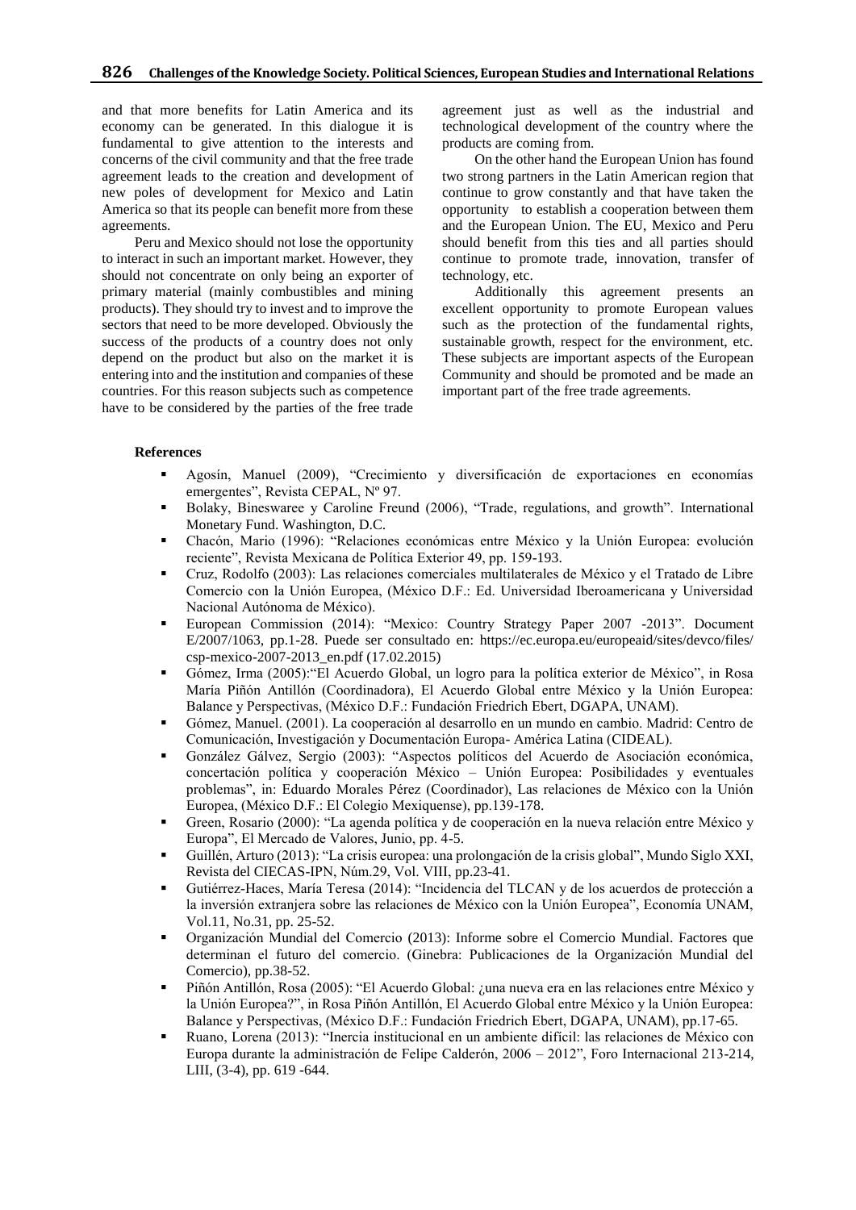and that more benefits for Latin America and its economy can be generated. In this dialogue it is fundamental to give attention to the interests and concerns of the civil community and that the free trade agreement leads to the creation and development of new poles of development for Mexico and Latin America so that its people can benefit more from these agreements.

Peru and Mexico should not lose the opportunity to interact in such an important market. However, they should not concentrate on only being an exporter of primary material (mainly combustibles and mining products). They should try to invest and to improve the sectors that need to be more developed. Obviously the success of the products of a country does not only depend on the product but also on the market it is entering into and the institution and companies of these countries. For this reason subjects such as competence have to be considered by the parties of the free trade agreement just as well as the industrial and technological development of the country where the products are coming from.

On the other hand the European Union has found two strong partners in the Latin American region that continue to grow constantly and that have taken the opportunity to establish a cooperation between them and the European Union. The EU, Mexico and Peru should benefit from this ties and all parties should continue to promote trade, innovation, transfer of technology, etc.

Additionally this agreement presents an excellent opportunity to promote European values such as the protection of the fundamental rights, sustainable growth, respect for the environment, etc. These subjects are important aspects of the European Community and should be promoted and be made an important part of the free trade agreements.

#### References

- Agosín, Manuel (2009), "Crecimiento y diversificación de exportaciones en economías emergentes", Revista CEPAL, Nº 97.
- Bolaky, Bineswaree y Caroline Freund (2006), "Trade, regulations, and growth". International Monetary Fund. Washington, D.C.
- Chacón, Mario (1996): "Relaciones económicas entre México y la Unión Europea: evolución reciente", Revista Mexicana de Política Exterior 49, pp. 159-193.
- Cruz, Rodolfo (2003): Las relaciones comerciales multilaterales de México y el Tratado de Libre Comercio con la Unión Europea, (México D.F.: Ed. Universidad Iberoamericana y Universidad Nacional Autónoma de México).
- European Commission (2014): "Mexico: Country Strategy Paper 2007 -2013". Document E/2007/1063, pp.1-28. Puede ser consultado en: https://ec.europa.eu/europeaid/sites/devco/files/csp-mexico-2007-2013_en.pdf (17.02.2015)
- Gómez, Irma (2005):"El Acuerdo Global, un logro para la política exterior de México", in Rosa María Piñón Antillón (Coordinadora), El Acuerdo Global entre México y la Unión Europea: Balance y Perspectivas, (México D.F.: Fundación Friedrich Ebert, DGAPA, UNAM).
- Gómez, Manuel. (2001). La cooperación al desarrollo en un mundo en cambio. Madrid: Centro de Comunicación, Investigación y Documentación Europa- América Latina (CIDEAL).
- González Gálvez, Sergio (2003): "Aspectos políticos del Acuerdo de Asociación económica, concertación política y cooperación México – Unión Europea: Posibilidades y eventuales problemas", in: Eduardo Morales Pérez (Coordinador), Las relaciones de México con la Unión Europea, (México D.F.: El Colegio Mexiquense), pp.139-178.
- Green, Rosario (2000): "La agenda política y de cooperación en la nueva relación entre México y Europa", El Mercado de Valores, Junio, pp. 4-5.
- Guillén, Arturo (2013): "La crisis europea: una prolongación de la crisis global", Mundo Siglo XXI, Revista del CIECAS-IPN, Núm.29, Vol. VIII, pp.23-41.
- Gutiérrez-Haces, María Teresa (2014): "Incidencia del TLCAN y de los acuerdos de protección a la inversión extranjera sobre las relaciones de México con la Unión Europea", Economía UNAM, Vol.11, No.31, pp. 25-52.
- Organización Mundial del Comercio (2013): Informe sobre el Comercio Mundial. Factores que determinan el futuro del comercio. (Ginebra: Publicaciones de la Organización Mundial del Comercio), pp.38-52.
- Piñón Antillón, Rosa (2005): "El Acuerdo Global: ¿una nueva era en las relaciones entre México y la Unión Europea?", in Rosa Piñón Antillón, El Acuerdo Global entre México y la Unión Europea: Balance y Perspectivas, (México D.F.: Fundación Friedrich Ebert, DGAPA, UNAM), pp.17-65.
- Ruano, Lorena (2013): "Inercia institucional en un ambiente difícil: las relaciones de México con Europa durante la administración de Felipe Calderón, 2006 – 2012", Foro Internacional 213-214, LIII, (3-4), pp. 619 -644.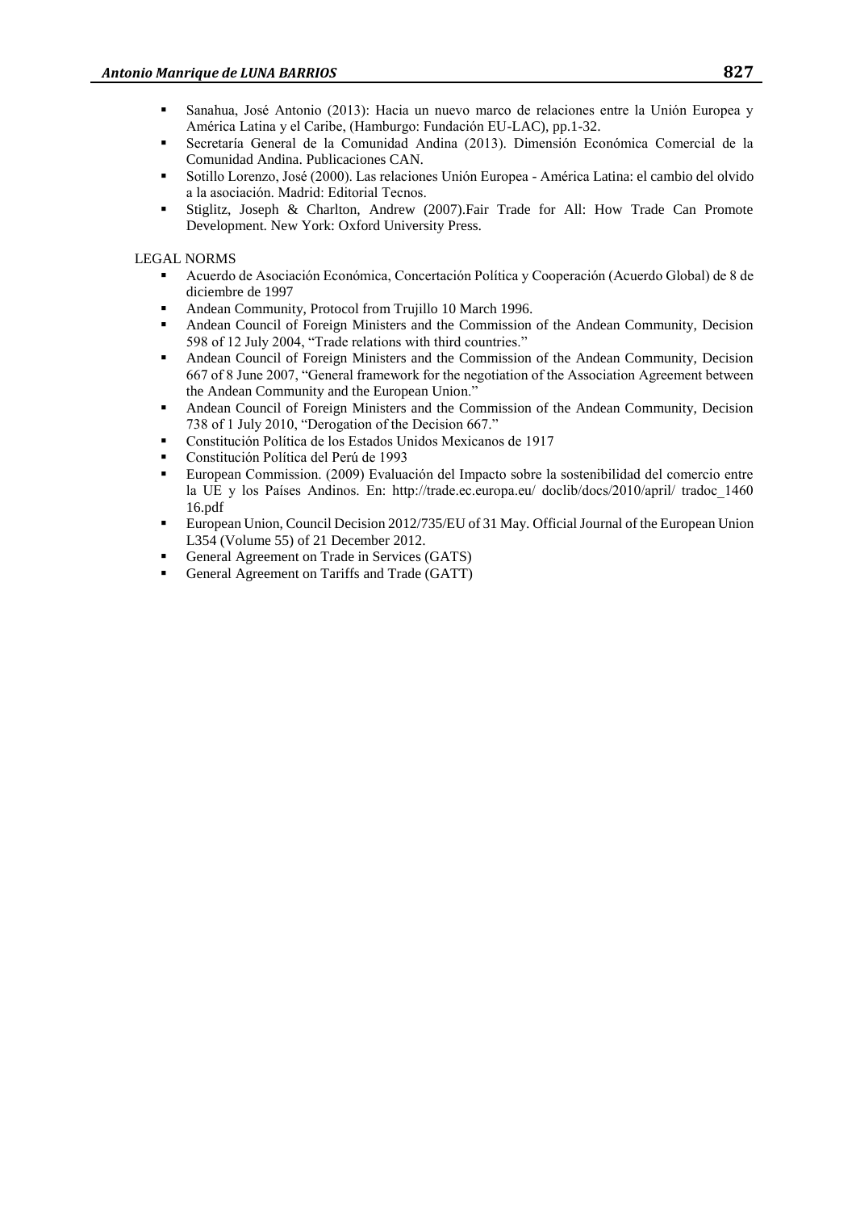- Sanahua, José Antonio (2013): Hacia un nuevo marco de relaciones entre la Unión Europea y América Latina y el Caribe, (Hamburgo: Fundación EU-LAC), pp.1-32.
- Secretaría General de la Comunidad Andina (2013). Dimensión Económica Comercial de la Comunidad Andina. Publicaciones CAN.
- Sotillo Lorenzo, José (2000). Las relaciones Unión Europea - América Latina: el cambio del olvido a la asociación. Madrid: Editorial Tecnos.
- Stiglitz, Joseph & Charlton, Andrew (2007).Fair Trade for All: How Trade Can Promote Development. New York: Oxford University Press.

LEGAL NORMS

- Acuerdo de Asociación Económica, Concertación Política y Cooperación (Acuerdo Global) de 8 de diciembre de 1997
- Andean Community, Protocol from Trujillo 10 March 1996.
- Andean Council of Foreign Ministers and the Commission of the Andean Community, Decision 598 of 12 July 2004, "Trade relations with third countries."
- Andean Council of Foreign Ministers and the Commission of the Andean Community, Decision 667 of 8 June 2007, "General framework for the negotiation of the Association Agreement between the Andean Community and the European Union."
- Andean Council of Foreign Ministers and the Commission of the Andean Community, Decision 738 of 1 July 2010, "Derogation of the Decision 667."
- Constitución Política de los Estados Unidos Mexicanos de 1917
- Constitución Política del Perú de 1993
- European Commission. (2009) Evaluación del Impacto sobre la sostenibilidad del comercio entre la UE y los Países Andinos. En: http://trade.ec.europa.eu/ doclib/docs/2010/april/ tradoc_146016.pdf
- European Union, Council Decision 2012/735/EU of 31 May. Official Journal of the European Union L354 (Volume 55) of 21 December 2012.
- General Agreement on Trade in Services (GATS)
- General Agreement on Tariffs and Trade (GATT)